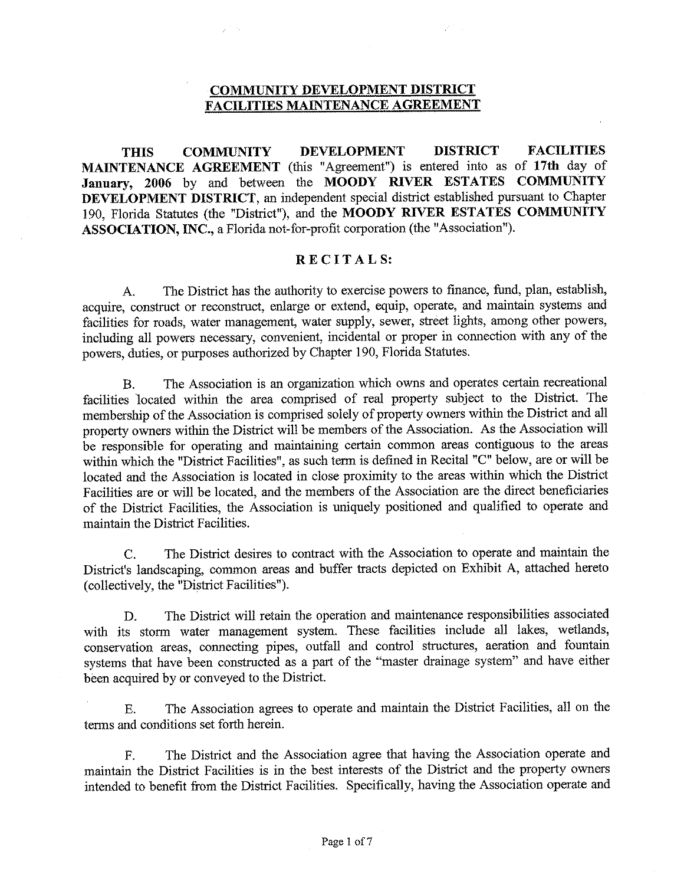# COMMUNITY DEVELOPMENT DISTRICT FACILITIES MAINTENANCE AGREEMENT

**THIS COMMUNITY DEVELOPMENT DISTRICT FACILITIES MAINTENANCE AGREEMENT** (this "Agreement") is entered into as of **17th** day of **January, 2006** by and between the **MOODY RIVER ESTATES COMMUNITY DEVELOPMENT DISTRICT**, an independent special district established pursuant to Chapter 190, Florida Statutes (the "District"), and the **MOODY RIVER ESTATES COMMUNITY ASSOCIATION, INC.,** a Florida not-for-profit corporation (the "Association").

## RECITALS:

A. The District has the authority to exercise powers to finance, fund, plan, establish, acquire, construct or reconstruct, enlarge or extend, equip, operate, and maintain systems and facilities for roads, water management, water supply, sewer, street lights, among other powers, including all powers necessary, convenient, incidental or proper in connection with any of the powers, duties, or purposes authorized by Chapter 190, Florida Statutes.

B. The Association is an organization which owns and operates certain recreational facilities located within the area comprised of real property subject to the District. The membership of the Association is comprised solely of property owners within the District and all property owners within the District will be members of the Association. As the Association will be responsible for operating and maintaining certain common areas contiguous to the areas within which the "District Facilities", as such term is defined in Recital "C" below, are or will be located and the Association is located in close proximity to the areas within which the District Facilities are or will be located, and the members of the Association are the direct beneficiaries of the District Facilities, the Association is uniquely positioned and qualified to operate and maintain the District Facilities.

C. The District desires to contract with the Association to operate and maintain the District's landscaping, common areas and buffer tracts depicted on Exhibit A, attached hereto (collectively, the "District Facilities").

D. The District will retain the operation and maintenance responsibilities associated with its storm water management system. These facilities include all lakes, wetlands, conservation areas, connecting pipes, outfall and control structures, aeration and fountain systems that have been constructed as a part of the "master drainage system" and have either been acquired by or conveyed to the District.

E. The Association agrees to operate and maintain the District Facilities, all on the terms and conditions set forth herein.

F. The District and the Association agree that having the Association operate and maintain the District Facilities is in the best interests of the District and the property owners intended to benefit from the District Facilities. Specifically, having the Association operate and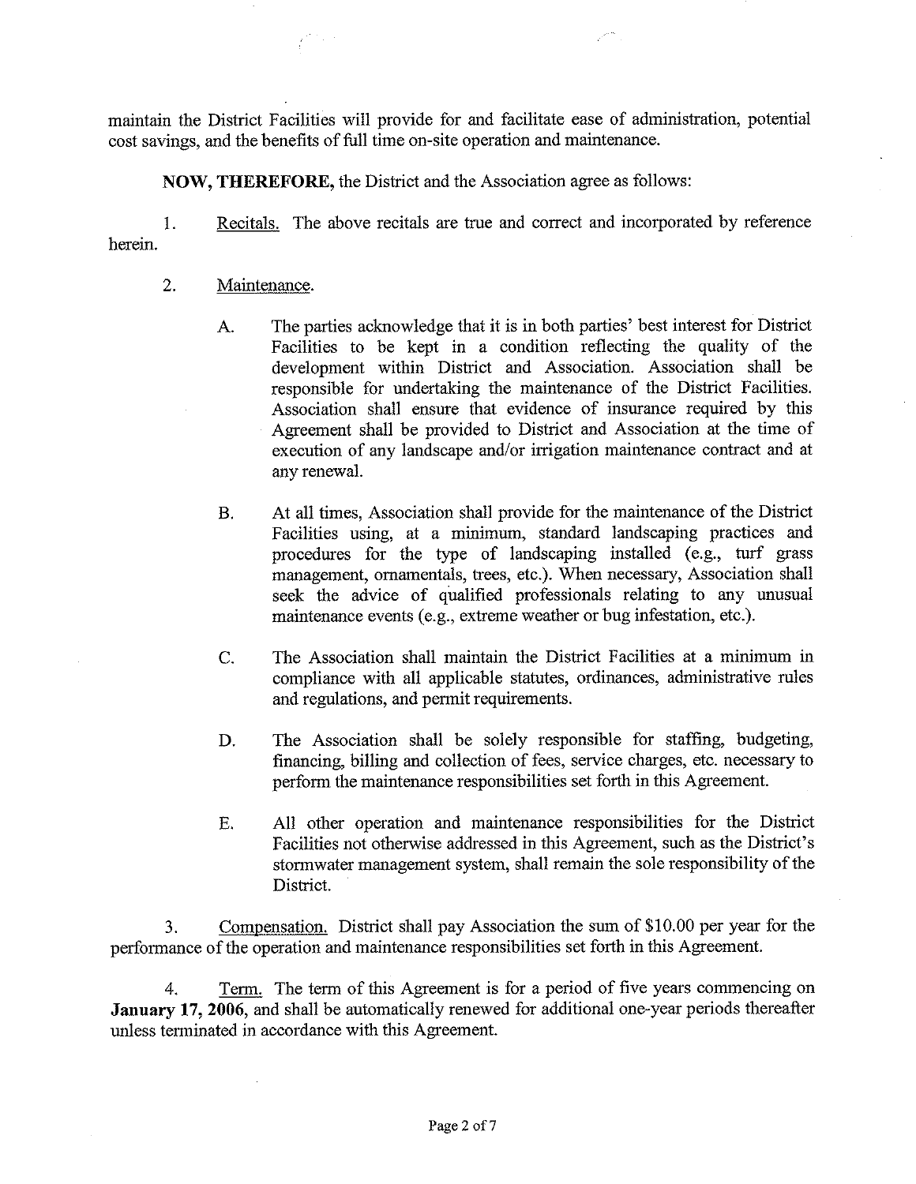maintain the District Facilities will provide for and facilitate ease of administration, potential cost savings, and the benefits of full time on-site operation and maintenance.

**NOW, THEREFORE,** the District and the Association agree as follows:

1. Recitals. The above recitals are true and correct and incorporated by reference herein.

2. Maintenance.

   A. The parties acknowledge that it is in both parties' best interest for District Facilities to be kept in a condition reflecting the quality of the development within District and Association. Association shall be responsible for undertaking the maintenance of the District Facilities. Association shall ensure that evidence of insurance required by this Agreement shall be provided to District and Association at the time of execution of any landscape and/or irrigation maintenance contract and at any renewal.

   B. At all times, Association shall provide for the maintenance of the District Facilities using, at a minimum, standard landscaping practices and procedures for the type of landscaping installed (e.g., turf grass management, ornamentals, trees, etc.). When necessary, Association shall seek the advice of qualified professionals relating to any unusual maintenance events (e.g., extreme weather or bug infestation, etc.).

   C. The Association shall maintain the District Facilities at a minimum in compliance with all applicable statutes, ordinances, administrative rules and regulations, and permit requirements.

   D. The Association shall be solely responsible for staffing, budgeting, financing, billing and collection of fees, service charges, etc. necessary to perform the maintenance responsibilities set forth in this Agreement.

   E. All other operation and maintenance responsibilities for the District Facilities not otherwise addressed in this Agreement, such as the District's stormwater management system, shall remain the sole responsibility of the District.

3. Compensation. District shall pay Association the sum of $10.00 per year for the performance of the operation and maintenance responsibilities set forth in this Agreement.

4. Term. The term of this Agreement is for a period of five years commencing on **January 17, 2006**, and shall be automatically renewed for additional one-year periods thereafter unless terminated in accordance with this Agreement.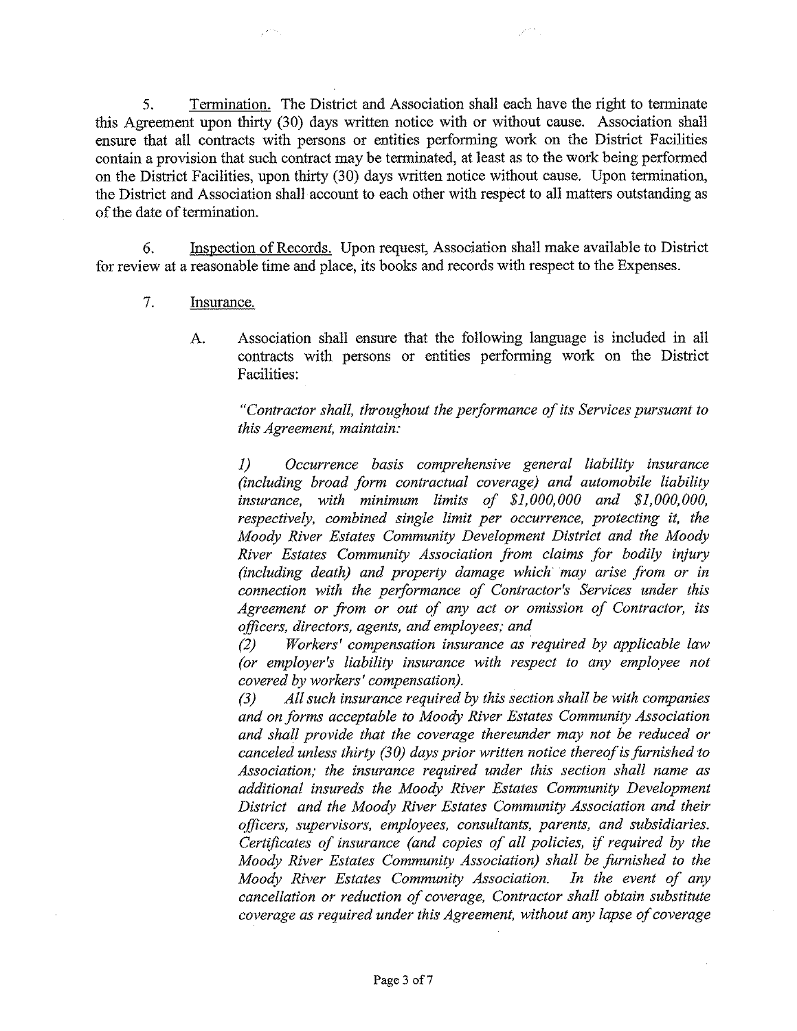5. Termination. The District and Association shall each have the right to terminate this Agreement upon thirty (30) days written notice with or without cause. Association shall ensure that all contracts with persons or entities performing work on the District Facilities contain a provision that such contract may be terminated, at least as to the work being performed on the District Facilities, upon thirty (30) days written notice without cause. Upon termination, the District and Association shall account to each other with respect to all matters outstanding as of the date of termination.

6. Inspection of Records. Upon request, Association shall make available to District for review at a reasonable time and place, its books and records with respect to the Expenses.

7. Insurance.

A. Association shall ensure that the following language is included in all contracts with persons or entities performing work on the District Facilities:

*"Contractor shall, throughout the performance of its Services pursuant to this Agreement, maintain:*

*1) Occurrence basis comprehensive general liability insurance (including broad form contractual coverage) and automobile liability insurance, with minimum limits of $1,000,000 and $1,000,000, respectively, combined single limit per occurrence, protecting it, the Moody River Estates Community Development District and the Moody River Estates Community Association from claims for bodily injury (including death) and property damage which may arise from or in connection with the performance of Contractor's Services under this Agreement or from or out of any act or omission of Contractor, its officers, directors, agents, and employees; and*

*(2) Workers' compensation insurance as required by applicable law (or employer's liability insurance with respect to any employee not covered by workers' compensation).*

*(3) All such insurance required by this section shall be with companies and on forms acceptable to Moody River Estates Community Association and shall provide that the coverage thereunder may not be reduced or canceled unless thirty (30) days prior written notice thereof is furnished to Association; the insurance required under this section shall name as additional insureds the Moody River Estates Community Development District and the Moody River Estates Community Association and their officers, supervisors, employees, consultants, parents, and subsidiaries. Certificates of insurance (and copies of all policies, if required by the Moody River Estates Community Association) shall be furnished to the Moody River Estates Community Association. In the event of any cancellation or reduction of coverage, Contractor shall obtain substitute coverage as required under this Agreement, without any lapse of coverage*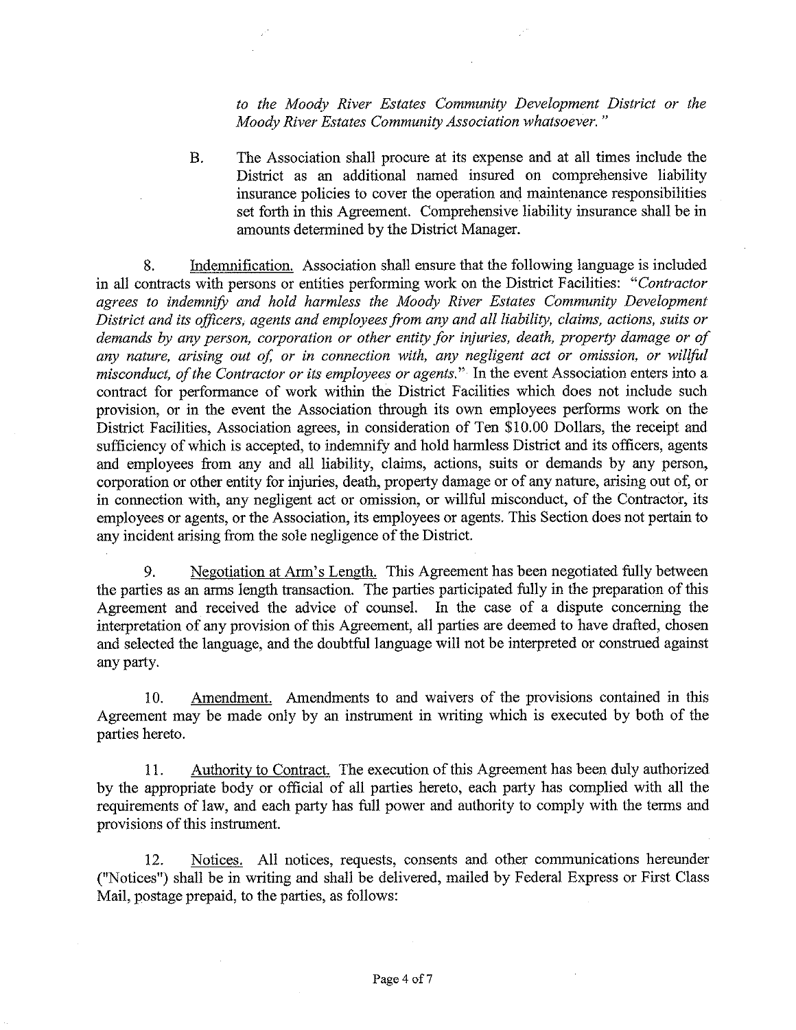*to the Moody River Estates Community Development District or the Moody River Estates Community Association whatsoever."*

B. The Association shall procure at its expense and at all times include the District as an additional named insured on comprehensive liability insurance policies to cover the operation and maintenance responsibilities set forth in this Agreement. Comprehensive liability insurance shall be in amounts determined by the District Manager.

8. Indemnification. Association shall ensure that the following language is included in all contracts with persons or entities performing work on the District Facilities: *"Contractor agrees to indemnify and hold harmless the Moody River Estates Community Development District and its officers, agents and employees from any and all liability, claims, actions, suits or demands by any person, corporation or other entity for injuries, death, property damage or of any nature, arising out of, or in connection with, any negligent act or omission, or willful misconduct, of the Contractor or its employees or agents."* In the event Association enters into a contract for performance of work within the District Facilities which does not include such provision, or in the event the Association through its own employees performs work on the District Facilities, Association agrees, in consideration of Ten $10.00 Dollars, the receipt and sufficiency of which is accepted, to indemnify and hold harmless District and its officers, agents and employees from any and all liability, claims, actions, suits or demands by any person, corporation or other entity for injuries, death, property damage or of any nature, arising out of, or in connection with, any negligent act or omission, or willful misconduct, of the Contractor, its employees or agents, or the Association, its employees or agents. This Section does not pertain to any incident arising from the sole negligence of the District.

9. Negotiation at Arm's Length. This Agreement has been negotiated fully between the parties as an arms length transaction. The parties participated fully in the preparation of this Agreement and received the advice of counsel. In the case of a dispute concerning the interpretation of any provision of this Agreement, all parties are deemed to have drafted, chosen and selected the language, and the doubtful language will not be interpreted or construed against any party.

10. Amendment. Amendments to and waivers of the provisions contained in this Agreement may be made only by an instrument in writing which is executed by both of the parties hereto.

11. Authority to Contract. The execution of this Agreement has been duly authorized by the appropriate body or official of all parties hereto, each party has complied with all the requirements of law, and each party has full power and authority to comply with the terms and provisions of this instrument.

12. Notices. All notices, requests, consents and other communications hereunder ("Notices") shall be in writing and shall be delivered, mailed by Federal Express or First Class Mail, postage prepaid, to the parties, as follows: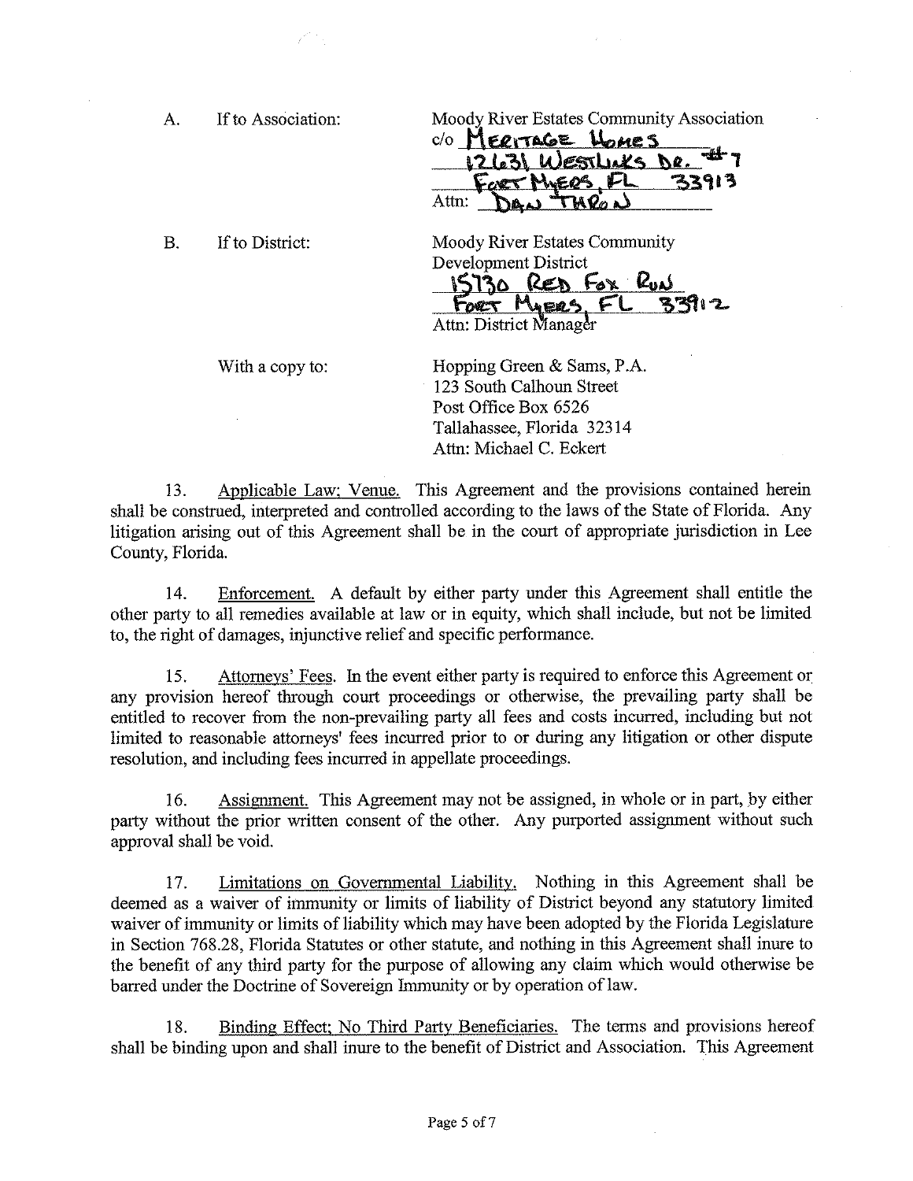A. If to Association: Moody River Estates Community Association
c/o Heritage Homes
12631 Westlinks Dr. #7
Fort Myers, FL 33913
Attn: Dan Thron

B. If to District: Moody River Estates Community Development District
15730 Red Fox Run
Fort Myers, FL 33912
Attn: District Manager

With a copy to: Hopping Green & Sams, P.A.
123 South Calhoun Street
Post Office Box 6526
Tallahassee, Florida 32314
Attn: Michael C. Eckert

13. Applicable Law; Venue. This Agreement and the provisions contained herein shall be construed, interpreted and controlled according to the laws of the State of Florida. Any litigation arising out of this Agreement shall be in the court of appropriate jurisdiction in Lee County, Florida.

14. Enforcement. A default by either party under this Agreement shall entitle the other party to all remedies available at law or in equity, which shall include, but not be limited to, the right of damages, injunctive relief and specific performance.

15. Attorneys' Fees. In the event either party is required to enforce this Agreement or any provision hereof through court proceedings or otherwise, the prevailing party shall be entitled to recover from the non-prevailing party all fees and costs incurred, including but not limited to reasonable attorneys' fees incurred prior to or during any litigation or other dispute resolution, and including fees incurred in appellate proceedings.

16. Assignment. This Agreement may not be assigned, in whole or in part, by either party without the prior written consent of the other. Any purported assignment without such approval shall be void.

17. Limitations on Governmental Liability. Nothing in this Agreement shall be deemed as a waiver of immunity or limits of liability of District beyond any statutory limited waiver of immunity or limits of liability which may have been adopted by the Florida Legislature in Section 768.28, Florida Statutes or other statute, and nothing in this Agreement shall inure to the benefit of any third party for the purpose of allowing any claim which would otherwise be barred under the Doctrine of Sovereign Immunity or by operation of law.

18. Binding Effect; No Third Party Beneficiaries. The terms and provisions hereof shall be binding upon and shall inure to the benefit of District and Association. This Agreement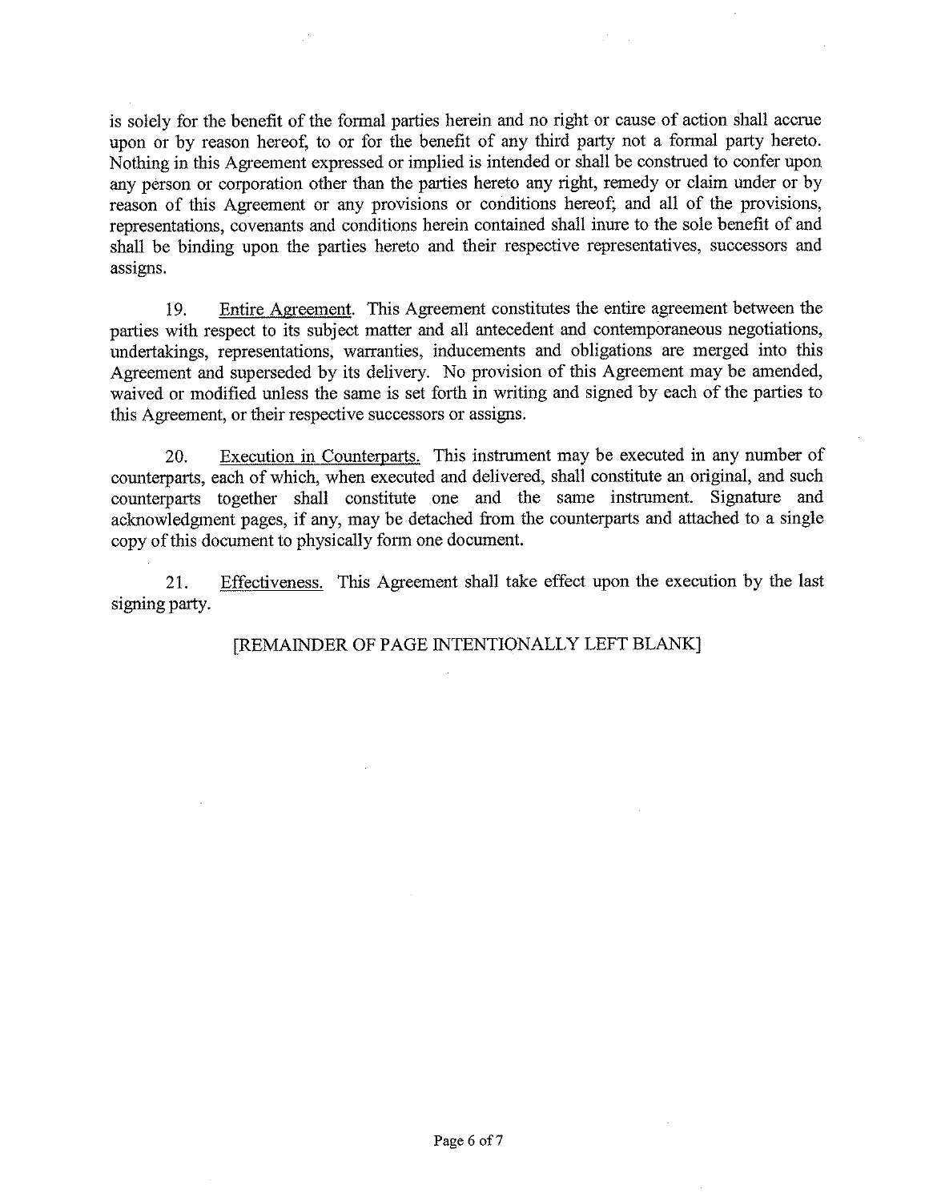is solely for the benefit of the formal parties herein and no right or cause of action shall accrue upon or by reason hereof, to or for the benefit of any third party not a formal party hereto. Nothing in this Agreement expressed or implied is intended or shall be construed to confer upon any person or corporation other than the parties hereto any right, remedy or claim under or by reason of this Agreement or any provisions or conditions hereof; and all of the provisions, representations, covenants and conditions herein contained shall inure to the sole benefit of and shall be binding upon the parties hereto and their respective representatives, successors and assigns.

19. Entire Agreement. This Agreement constitutes the entire agreement between the parties with respect to its subject matter and all antecedent and contemporaneous negotiations, undertakings, representations, warranties, inducements and obligations are merged into this Agreement and superseded by its delivery. No provision of this Agreement may be amended, waived or modified unless the same is set forth in writing and signed by each of the parties to this Agreement, or their respective successors or assigns.

20. Execution in Counterparts. This instrument may be executed in any number of counterparts, each of which, when executed and delivered, shall constitute an original, and such counterparts together shall constitute one and the same instrument. Signature and acknowledgment pages, if any, may be detached from the counterparts and attached to a single copy of this document to physically form one document.

21. Effectiveness. This Agreement shall take effect upon the execution by the last signing party.

[REMAINDER OF PAGE INTENTIONALLY LEFT BLANK]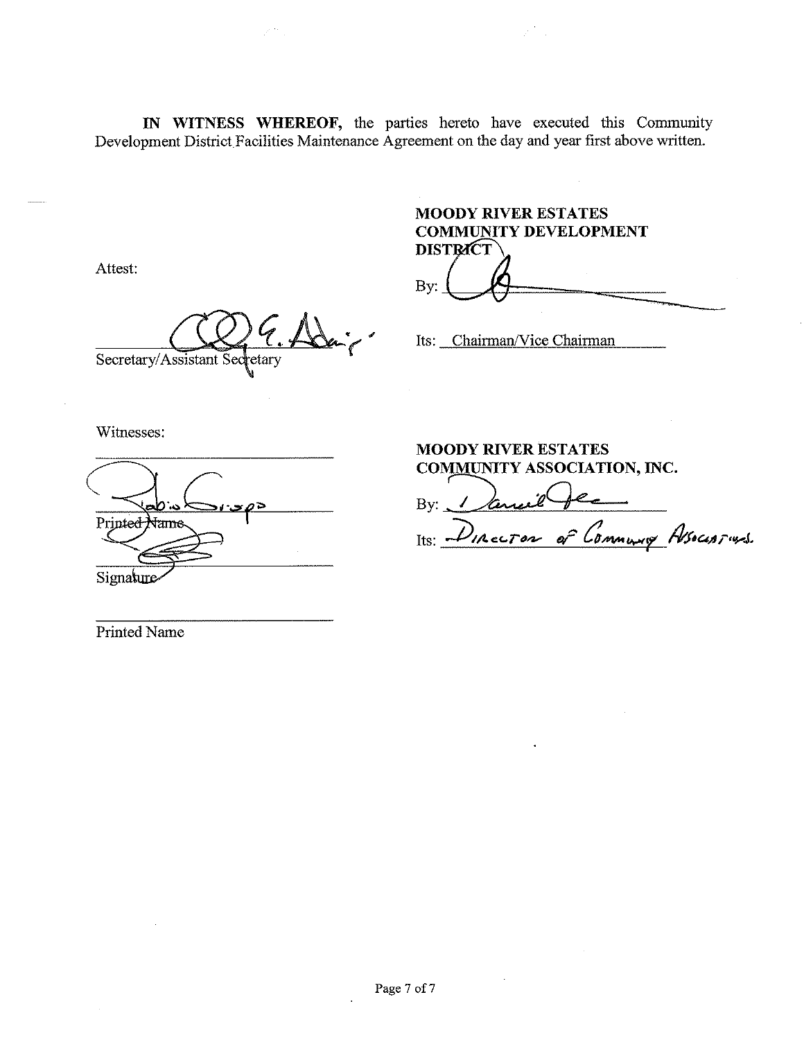**IN WITNESS WHEREOF,** the parties hereto have executed this Community Development District Facilities Maintenance Agreement on the day and year first above written.

**MOODY RIVER ESTATES COMMUNITY DEVELOPMENT DISTRICT**

By: ______________________________

Its: Chairman/Vice Chairman

Attest:

______________________________
Secretary/Assistant Secretary

**MOODY RIVER ESTATES COMMUNITY ASSOCIATION, INC.**

By: ______________________________

Its: Director of Community Associations

Witnesses:

______________________________

Robin Crispo
Printed Name

______________________________
Signature

______________________________
Printed Name